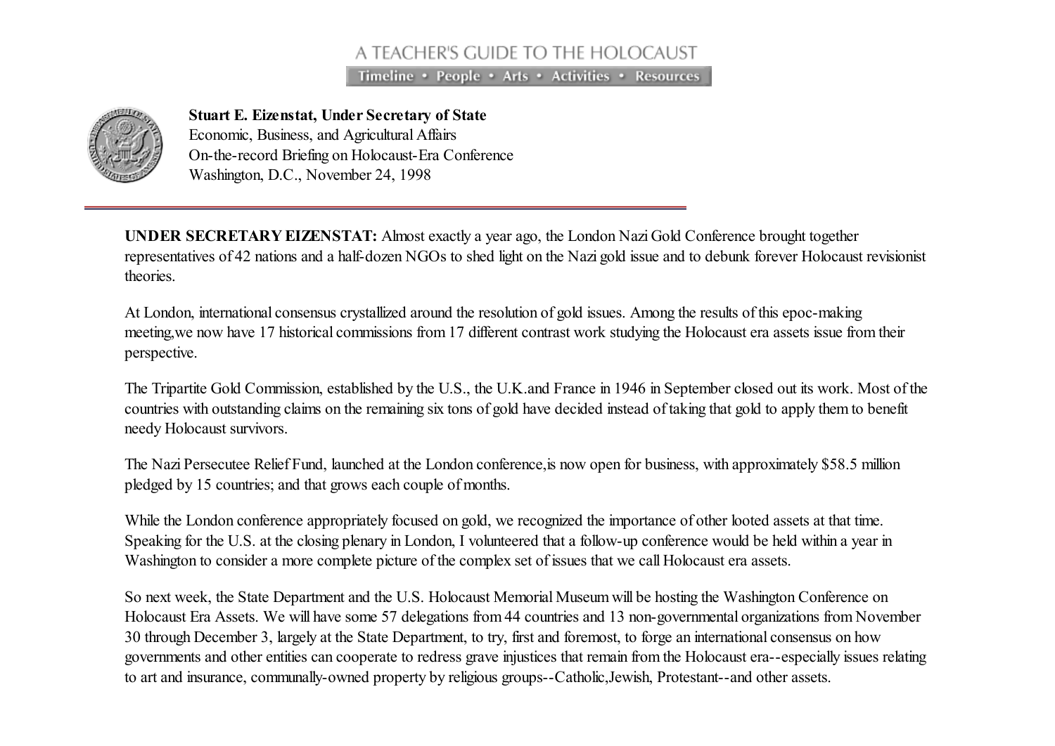A TEACHER'S GUIDE TO THE HOLOCAUST

Timeline • People • Arts • Activities • Resources

**Stuart E. Eizenstat, Under Secretary of State**
Economic, Business, and Agricultural Affairs
On-the-record Briefing on Holocaust-Era Conference
Washington, D.C., November 24, 1998

---

**UNDER SECRETARY EIZENSTAT:** Almost exactly a year ago, the London Nazi Gold Conference brought together representatives of 42 nations and a half-dozen NGOs to shed light on the Nazi gold issue and to debunk forever Holocaust revisionist theories.

At London, international consensus crystallized around the resolution of gold issues. Among the results of this epoc-making meeting,we now have 17 historical commissions from 17 different contrast work studying the Holocaust era assets issue from their perspective.

The Tripartite Gold Commission, established by the U.S., the U.K.and France in 1946 in September closed out its work. Most of the countries with outstanding claims on the remaining six tons of gold have decided instead of taking that gold to apply them to benefit needy Holocaust survivors.

The Nazi Persecutee Relief Fund, launched at the London conference,is now open for business, with approximately $58.5 million pledged by 15 countries; and that grows each couple of months.

While the London conference appropriately focused on gold, we recognized the importance of other looted assets at that time. Speaking for the U.S. at the closing plenary in London, I volunteered that a follow-up conference would be held within a year in Washington to consider a more complete picture of the complex set of issues that we call Holocaust era assets.

So next week, the State Department and the U.S. Holocaust Memorial Museum will be hosting the Washington Conference on Holocaust Era Assets. We will have some 57 delegations from 44 countries and 13 non-governmental organizations from November 30 through December 3, largely at the State Department, to try, first and foremost, to forge an international consensus on how governments and other entities can cooperate to redress grave injustices that remain from the Holocaust era--especially issues relating to art and insurance, communally-owned property by religious groups--Catholic,Jewish, Protestant--and other assets.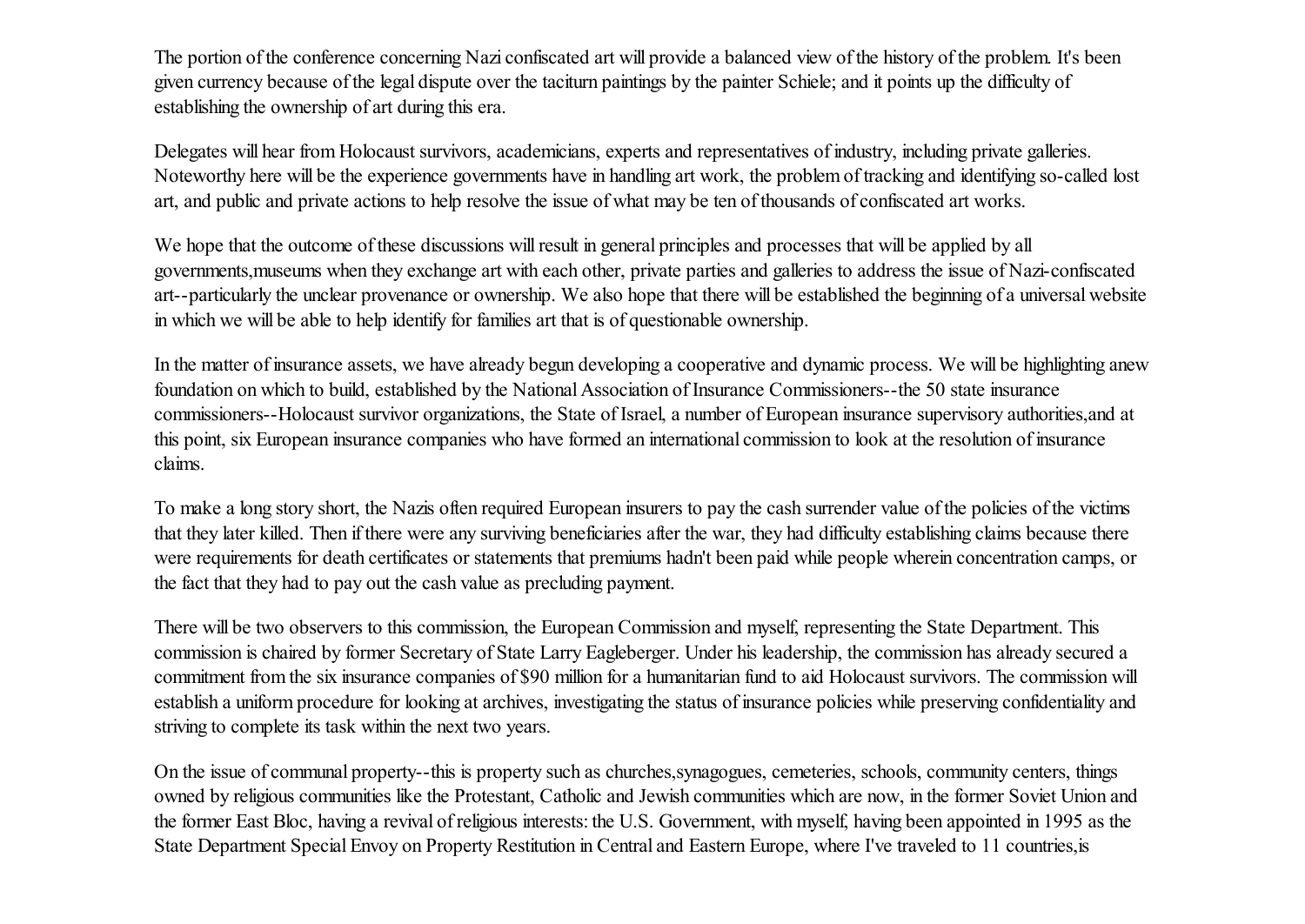The portion of the conference concerning Nazi confiscated art will provide a balanced view of the history of the problem. It's been given currency because of the legal dispute over the taciturn paintings by the painter Schiele; and it points up the difficulty of establishing the ownership of art during this era.

Delegates will hear from Holocaust survivors, academicians, experts and representatives of industry, including private galleries. Noteworthy here will be the experience governments have in handling art work, the problem of tracking and identifying so-called lost art, and public and private actions to help resolve the issue of what may be ten of thousands of confiscated art works.

We hope that the outcome of these discussions will result in general principles and processes that will be applied by all governments,museums when they exchange art with each other, private parties and galleries to address the issue of Nazi-confiscated art--particularly the unclear provenance or ownership. We also hope that there will be established the beginning of a universal website in which we will be able to help identify for families art that is of questionable ownership.

In the matter of insurance assets, we have already begun developing a cooperative and dynamic process. We will be highlighting anew foundation on which to build, established by the National Association of Insurance Commissioners--the 50 state insurance commissioners--Holocaust survivor organizations, the State of Israel, a number of European insurance supervisory authorities,and at this point, six European insurance companies who have formed an international commission to look at the resolution of insurance claims.

To make a long story short, the Nazis often required European insurers to pay the cash surrender value of the policies of the victims that they later killed. Then if there were any surviving beneficiaries after the war, they had difficulty establishing claims because there were requirements for death certificates or statements that premiums hadn't been paid while people wherein concentration camps, or the fact that they had to pay out the cash value as precluding payment.

There will be two observers to this commission, the European Commission and myself, representing the State Department. This commission is chaired by former Secretary of State Larry Eagleberger. Under his leadership, the commission has already secured a commitment from the six insurance companies of $90 million for a humanitarian fund to aid Holocaust survivors. The commission will establish a uniform procedure for looking at archives, investigating the status of insurance policies while preserving confidentiality and striving to complete its task within the next two years.

On the issue of communal property--this is property such as churches,synagogues, cemeteries, schools, community centers, things owned by religious communities like the Protestant, Catholic and Jewish communities which are now, in the former Soviet Union and the former East Bloc, having a revival of religious interests: the U.S. Government, with myself, having been appointed in 1995 as the State Department Special Envoy on Property Restitution in Central and Eastern Europe, where I've traveled to 11 countries,is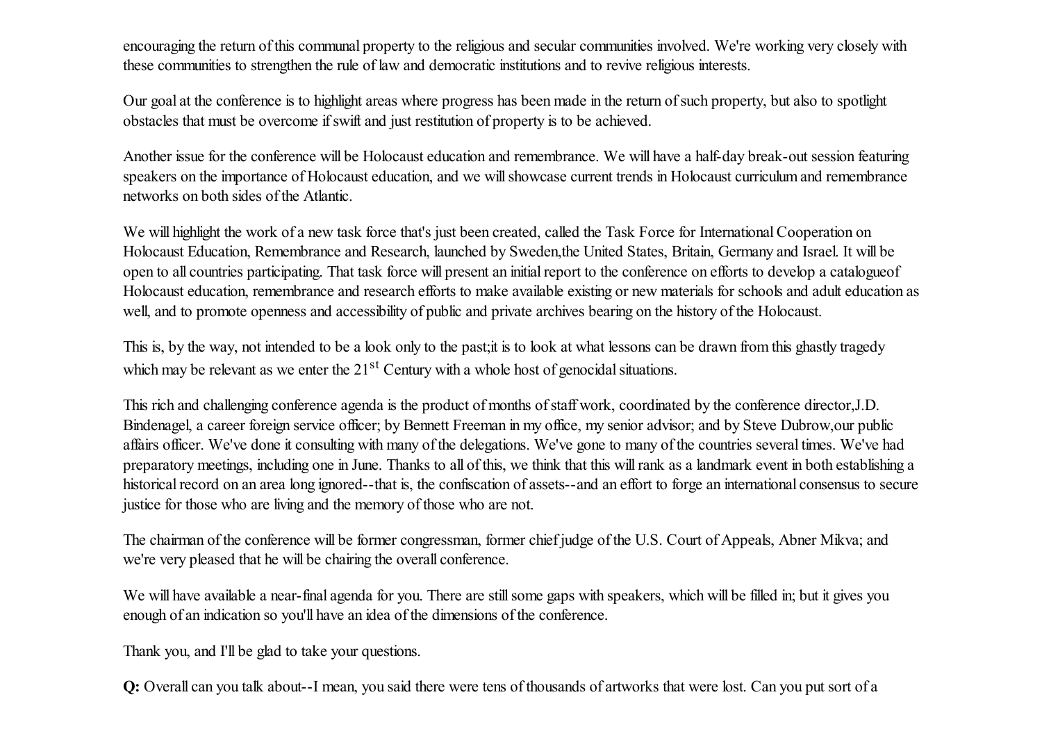encouraging the return of this communal property to the religious and secular communities involved. We're working very closely with these communities to strengthen the rule of law and democratic institutions and to revive religious interests.

Our goal at the conference is to highlight areas where progress has been made in the return of such property, but also to spotlight obstacles that must be overcome if swift and just restitution of property is to be achieved.

Another issue for the conference will be Holocaust education and remembrance. We will have a half-day break-out session featuring speakers on the importance of Holocaust education, and we will showcase current trends in Holocaust curriculum and remembrance networks on both sides of the Atlantic.

We will highlight the work of a new task force that's just been created, called the Task Force for International Cooperation on Holocaust Education, Remembrance and Research, launched by Sweden,the United States, Britain, Germany and Israel. It will be open to all countries participating. That task force will present an initial report to the conference on efforts to develop a catalogueof Holocaust education, remembrance and research efforts to make available existing or new materials for schools and adult education as well, and to promote openness and accessibility of public and private archives bearing on the history of the Holocaust.

This is, by the way, not intended to be a look only to the past;it is to look at what lessons can be drawn from this ghastly tragedy which may be relevant as we enter the 21st Century with a whole host of genocidal situations.

This rich and challenging conference agenda is the product of months of staff work, coordinated by the conference director,J.D. Bindenagel, a career foreign service officer; by Bennett Freeman in my office, my senior advisor; and by Steve Dubrow,our public affairs officer. We've done it consulting with many of the delegations. We've gone to many of the countries several times. We've had preparatory meetings, including one in June. Thanks to all of this, we think that this will rank as a landmark event in both establishing a historical record on an area long ignored--that is, the confiscation of assets--and an effort to forge an international consensus to secure justice for those who are living and the memory of those who are not.

The chairman of the conference will be former congressman, former chief judge of the U.S. Court of Appeals, Abner Mikva; and we're very pleased that he will be chairing the overall conference.

We will have available a near-final agenda for you. There are still some gaps with speakers, which will be filled in; but it gives you enough of an indication so you'll have an idea of the dimensions of the conference.

Thank you, and I'll be glad to take your questions.

**Q:** Overall can you talk about--I mean, you said there were tens of thousands of artworks that were lost. Can you put sort of a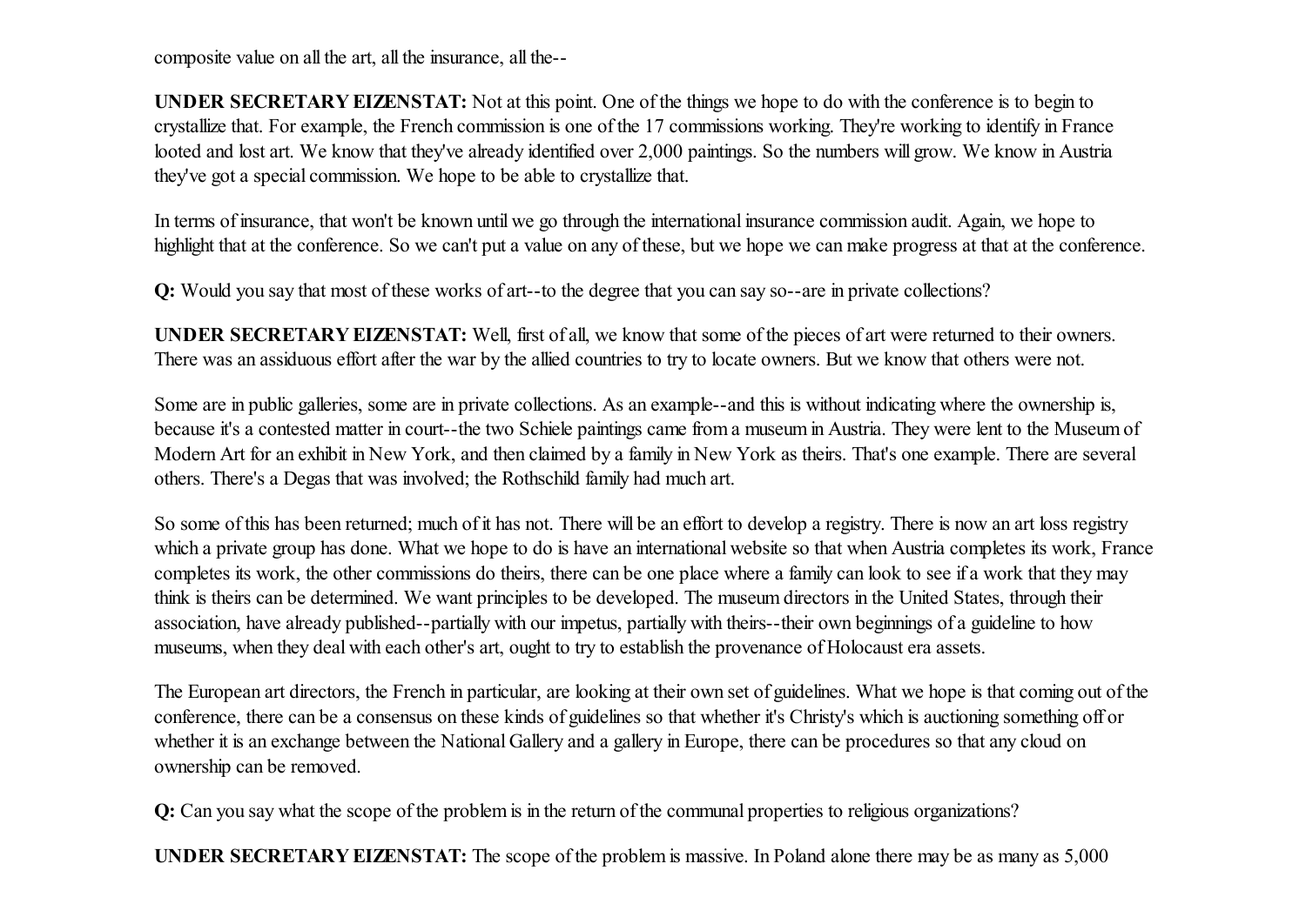composite value on all the art, all the insurance, all the--

**UNDER SECRETARY EIZENSTAT:** Not at this point. One of the things we hope to do with the conference is to begin to crystallize that. For example, the French commission is one of the 17 commissions working. They're working to identify in France looted and lost art. We know that they've already identified over 2,000 paintings. So the numbers will grow. We know in Austria they've got a special commission. We hope to be able to crystallize that.

In terms of insurance, that won't be known until we go through the international insurance commission audit. Again, we hope to highlight that at the conference. So we can't put a value on any of these, but we hope we can make progress at that at the conference.

**Q:** Would you say that most of these works of art--to the degree that you can say so--are in private collections?

**UNDER SECRETARY EIZENSTAT:** Well, first of all, we know that some of the pieces of art were returned to their owners. There was an assiduous effort after the war by the allied countries to try to locate owners. But we know that others were not.

Some are in public galleries, some are in private collections. As an example--and this is without indicating where the ownership is, because it's a contested matter in court--the two Schiele paintings came from a museum in Austria. They were lent to the Museum of Modern Art for an exhibit in New York, and then claimed by a family in New York as theirs. That's one example. There are several others. There's a Degas that was involved; the Rothschild family had much art.

So some of this has been returned; much of it has not. There will be an effort to develop a registry. There is now an art loss registry which a private group has done. What we hope to do is have an international website so that when Austria completes its work, France completes its work, the other commissions do theirs, there can be one place where a family can look to see if a work that they may think is theirs can be determined. We want principles to be developed. The museum directors in the United States, through their association, have already published--partially with our impetus, partially with theirs--their own beginnings of a guideline to how museums, when they deal with each other's art, ought to try to establish the provenance of Holocaust era assets.

The European art directors, the French in particular, are looking at their own set of guidelines. What we hope is that coming out of the conference, there can be a consensus on these kinds of guidelines so that whether it's Christy's which is auctioning something off or whether it is an exchange between the National Gallery and a gallery in Europe, there can be procedures so that any cloud on ownership can be removed.

**Q:** Can you say what the scope of the problem is in the return of the communal properties to religious organizations?

**UNDER SECRETARY EIZENSTAT:** The scope of the problem is massive. In Poland alone there may be as many as 5,000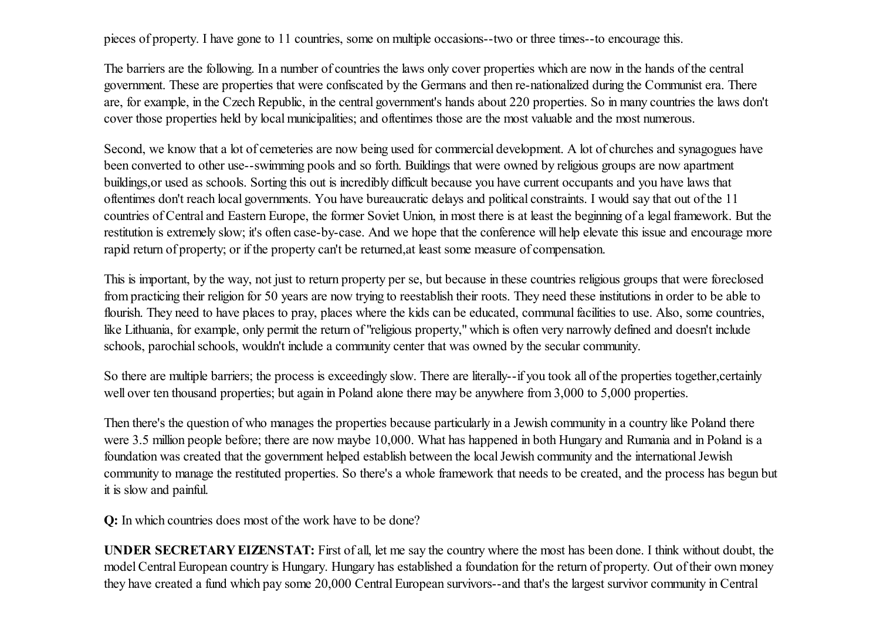pieces of property. I have gone to 11 countries, some on multiple occasions--two or three times--to encourage this.

The barriers are the following. In a number of countries the laws only cover properties which are now in the hands of the central government. These are properties that were confiscated by the Germans and then re-nationalized during the Communist era. There are, for example, in the Czech Republic, in the central government's hands about 220 properties. So in many countries the laws don't cover those properties held by local municipalities; and oftentimes those are the most valuable and the most numerous.

Second, we know that a lot of cemeteries are now being used for commercial development. A lot of churches and synagogues have been converted to other use--swimming pools and so forth. Buildings that were owned by religious groups are now apartment buildings,or used as schools. Sorting this out is incredibly difficult because you have current occupants and you have laws that oftentimes don't reach local governments. You have bureaucratic delays and political constraints. I would say that out of the 11 countries of Central and Eastern Europe, the former Soviet Union, in most there is at least the beginning of a legal framework. But the restitution is extremely slow; it's often case-by-case. And we hope that the conference will help elevate this issue and encourage more rapid return of property; or if the property can't be returned,at least some measure of compensation.

This is important, by the way, not just to return property per se, but because in these countries religious groups that were foreclosed from practicing their religion for 50 years are now trying to reestablish their roots. They need these institutions in order to be able to flourish. They need to have places to pray, places where the kids can be educated, communal facilities to use. Also, some countries, like Lithuania, for example, only permit the return of "religious property," which is often very narrowly defined and doesn't include schools, parochial schools, wouldn't include a community center that was owned by the secular community.

So there are multiple barriers; the process is exceedingly slow. There are literally--if you took all of the properties together,certainly well over ten thousand properties; but again in Poland alone there may be anywhere from 3,000 to 5,000 properties.

Then there's the question of who manages the properties because particularly in a Jewish community in a country like Poland there were 3.5 million people before; there are now maybe 10,000. What has happened in both Hungary and Rumania and in Poland is a foundation was created that the government helped establish between the local Jewish community and the international Jewish community to manage the restituted properties. So there's a whole framework that needs to be created, and the process has begun but it is slow and painful.

**Q:** In which countries does most of the work have to be done?

**UNDER SECRETARY EIZENSTAT:** First of all, let me say the country where the most has been done. I think without doubt, the model Central European country is Hungary. Hungary has established a foundation for the return of property. Out of their own money they have created a fund which pay some 20,000 Central European survivors--and that's the largest survivor community in Central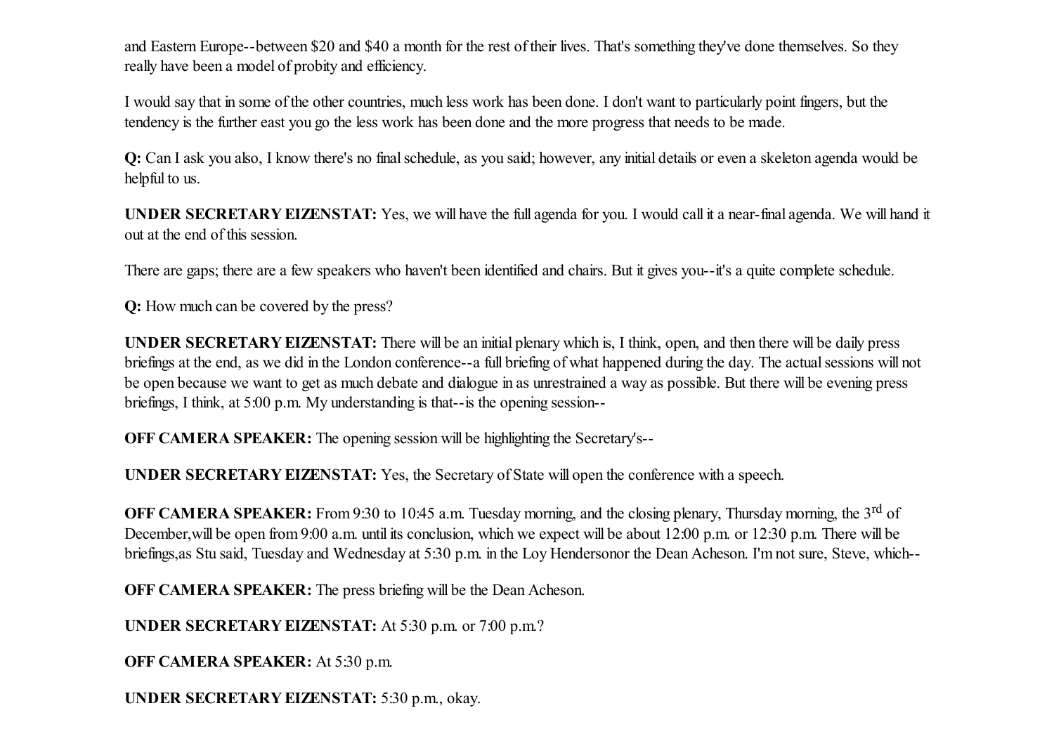and Eastern Europe--between $20 and $40 a month for the rest of their lives. That's something they've done themselves. So they really have been a model of probity and efficiency.

I would say that in some of the other countries, much less work has been done. I don't want to particularly point fingers, but the tendency is the further east you go the less work has been done and the more progress that needs to be made.

**Q:** Can I ask you also, I know there's no final schedule, as you said; however, any initial details or even a skeleton agenda would be helpful to us.

**UNDER SECRETARY EIZENSTAT:** Yes, we will have the full agenda for you. I would call it a near-final agenda. We will hand it out at the end of this session.

There are gaps; there are a few speakers who haven't been identified and chairs. But it gives you--it's a quite complete schedule.

**Q:** How much can be covered by the press?

**UNDER SECRETARY EIZENSTAT:** There will be an initial plenary which is, I think, open, and then there will be daily press briefings at the end, as we did in the London conference--a full briefing of what happened during the day. The actual sessions will not be open because we want to get as much debate and dialogue in as unrestrained a way as possible. But there will be evening press briefings, I think, at 5:00 p.m. My understanding is that--is the opening session--

**OFF CAMERA SPEAKER:** The opening session will be highlighting the Secretary's--

**UNDER SECRETARY EIZENSTAT:** Yes, the Secretary of State will open the conference with a speech.

**OFF CAMERA SPEAKER:** From 9:30 to 10:45 a.m. Tuesday morning, and the closing plenary, Thursday morning, the 3rd of December,will be open from 9:00 a.m. until its conclusion, which we expect will be about 12:00 p.m. or 12:30 p.m. There will be briefings,as Stu said, Tuesday and Wednesday at 5:30 p.m. in the Loy Hendersonor the Dean Acheson. I'm not sure, Steve, which--

**OFF CAMERA SPEAKER:** The press briefing will be the Dean Acheson.

**UNDER SECRETARY EIZENSTAT:** At 5:30 p.m. or 7:00 p.m.?

**OFF CAMERA SPEAKER:** At 5:30 p.m.

**UNDER SECRETARY EIZENSTAT:** 5:30 p.m., okay.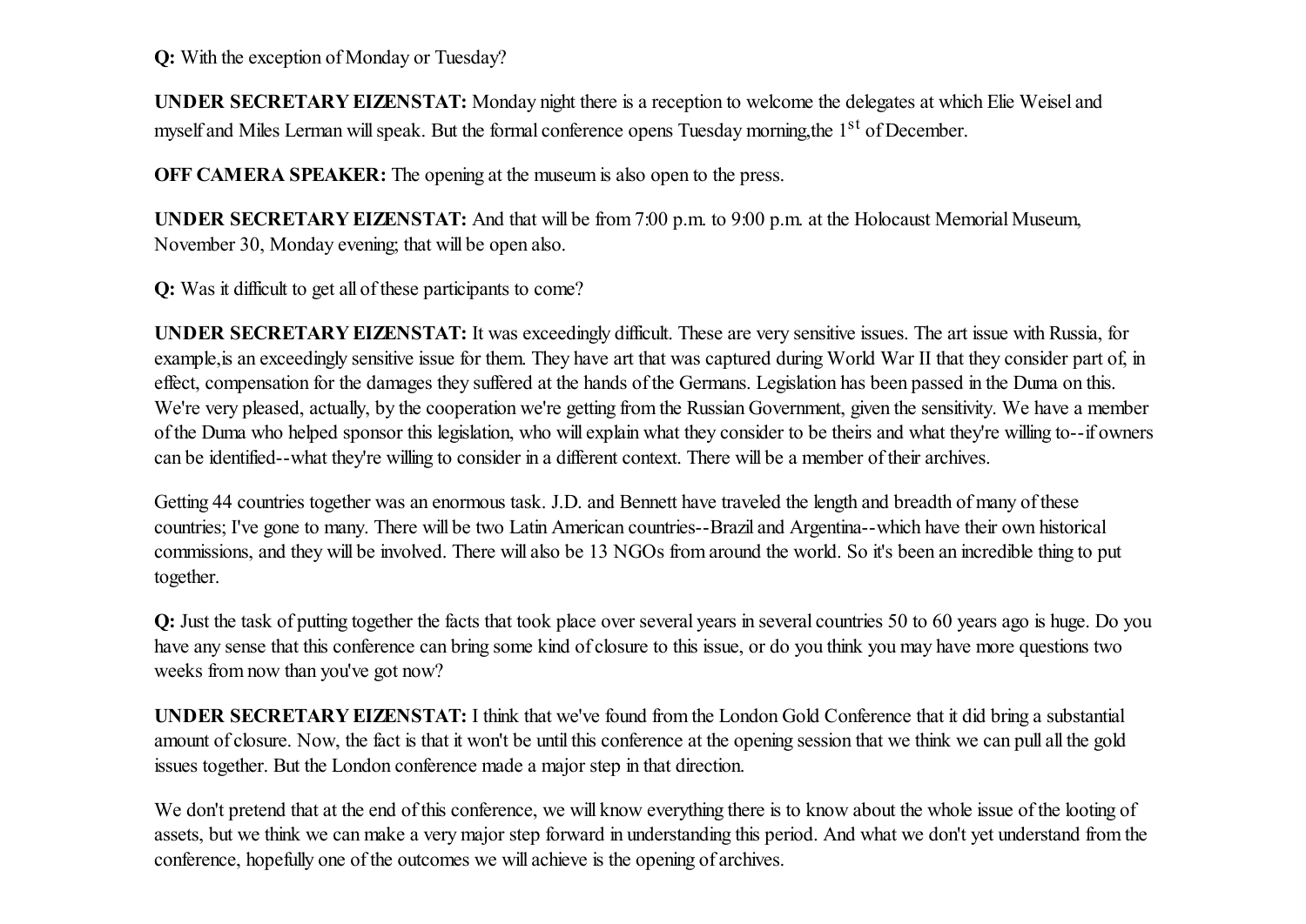**Q:** With the exception of Monday or Tuesday?

**UNDER SECRETARY EIZENSTAT:** Monday night there is a reception to welcome the delegates at which Elie Weisel and myself and Miles Lerman will speak. But the formal conference opens Tuesday morning,the 1st of December.

**OFF CAMERA SPEAKER:** The opening at the museum is also open to the press.

**UNDER SECRETARY EIZENSTAT:** And that will be from 7:00 p.m. to 9:00 p.m. at the Holocaust Memorial Museum, November 30, Monday evening; that will be open also.

**Q:** Was it difficult to get all of these participants to come?

**UNDER SECRETARY EIZENSTAT:** It was exceedingly difficult. These are very sensitive issues. The art issue with Russia, for example,is an exceedingly sensitive issue for them. They have art that was captured during World War II that they consider part of, in effect, compensation for the damages they suffered at the hands of the Germans. Legislation has been passed in the Duma on this. We're very pleased, actually, by the cooperation we're getting from the Russian Government, given the sensitivity. We have a member of the Duma who helped sponsor this legislation, who will explain what they consider to be theirs and what they're willing to--if owners can be identified--what they're willing to consider in a different context. There will be a member of their archives.

Getting 44 countries together was an enormous task. J.D. and Bennett have traveled the length and breadth of many of these countries; I've gone to many. There will be two Latin American countries--Brazil and Argentina--which have their own historical commissions, and they will be involved. There will also be 13 NGOs from around the world. So it's been an incredible thing to put together.

**Q:** Just the task of putting together the facts that took place over several years in several countries 50 to 60 years ago is huge. Do you have any sense that this conference can bring some kind of closure to this issue, or do you think you may have more questions two weeks from now than you've got now?

**UNDER SECRETARY EIZENSTAT:** I think that we've found from the London Gold Conference that it did bring a substantial amount of closure. Now, the fact is that it won't be until this conference at the opening session that we think we can pull all the gold issues together. But the London conference made a major step in that direction.

We don't pretend that at the end of this conference, we will know everything there is to know about the whole issue of the looting of assets, but we think we can make a very major step forward in understanding this period. And what we don't yet understand from the conference, hopefully one of the outcomes we will achieve is the opening of archives.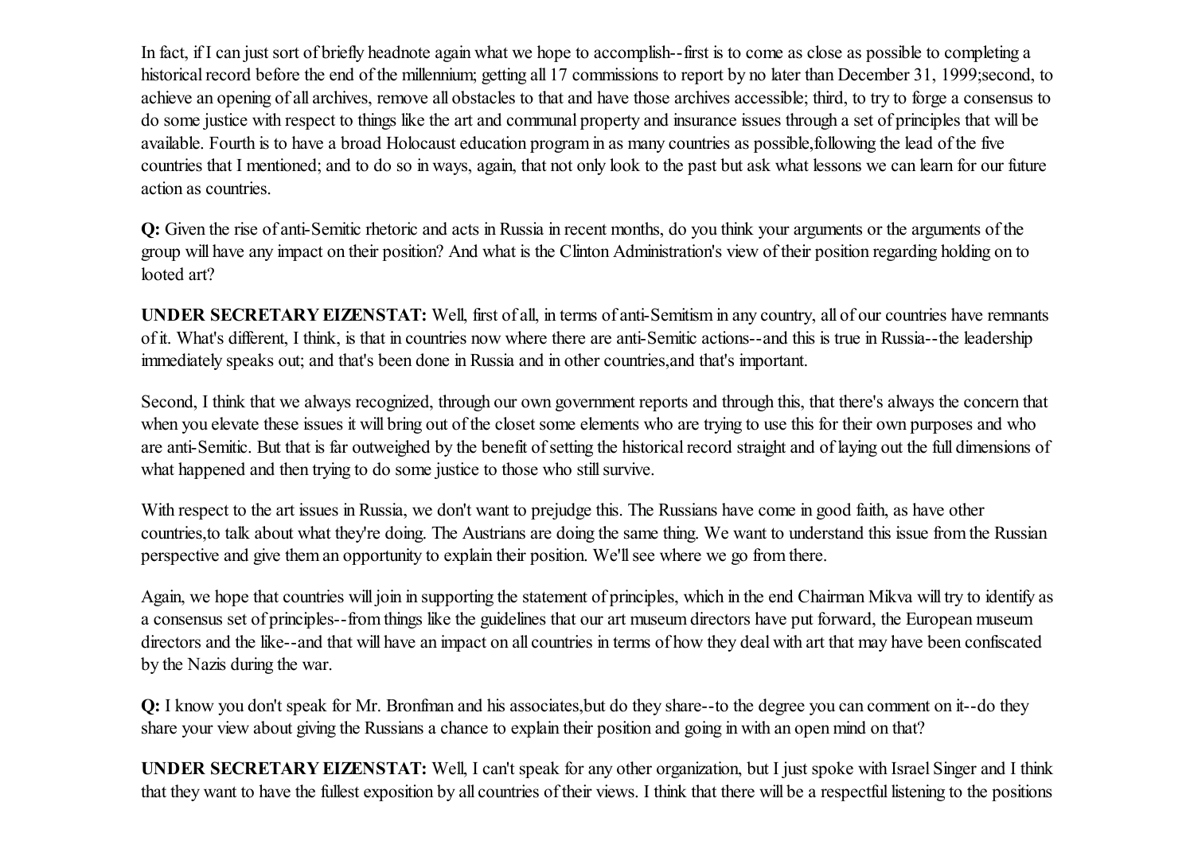In fact, if I can just sort of briefly headnote again what we hope to accomplish--first is to come as close as possible to completing a historical record before the end of the millennium; getting all 17 commissions to report by no later than December 31, 1999;second, to achieve an opening of all archives, remove all obstacles to that and have those archives accessible; third, to try to forge a consensus to do some justice with respect to things like the art and communal property and insurance issues through a set of principles that will be available. Fourth is to have a broad Holocaust education program in as many countries as possible,following the lead of the five countries that I mentioned; and to do so in ways, again, that not only look to the past but ask what lessons we can learn for our future action as countries.

**Q:** Given the rise of anti-Semitic rhetoric and acts in Russia in recent months, do you think your arguments or the arguments of the group will have any impact on their position? And what is the Clinton Administration's view of their position regarding holding on to looted art?

**UNDER SECRETARY EIZENSTAT:** Well, first of all, in terms of anti-Semitism in any country, all of our countries have remnants of it. What's different, I think, is that in countries now where there are anti-Semitic actions--and this is true in Russia--the leadership immediately speaks out; and that's been done in Russia and in other countries,and that's important.

Second, I think that we always recognized, through our own government reports and through this, that there's always the concern that when you elevate these issues it will bring out of the closet some elements who are trying to use this for their own purposes and who are anti-Semitic. But that is far outweighed by the benefit of setting the historical record straight and of laying out the full dimensions of what happened and then trying to do some justice to those who still survive.

With respect to the art issues in Russia, we don't want to prejudge this. The Russians have come in good faith, as have other countries,to talk about what they're doing. The Austrians are doing the same thing. We want to understand this issue from the Russian perspective and give them an opportunity to explain their position. We'll see where we go from there.

Again, we hope that countries will join in supporting the statement of principles, which in the end Chairman Mikva will try to identify as a consensus set of principles--from things like the guidelines that our art museum directors have put forward, the European museum directors and the like--and that will have an impact on all countries in terms of how they deal with art that may have been confiscated by the Nazis during the war.

**Q:** I know you don't speak for Mr. Bronfman and his associates,but do they share--to the degree you can comment on it--do they share your view about giving the Russians a chance to explain their position and going in with an open mind on that?

**UNDER SECRETARY EIZENSTAT:** Well, I can't speak for any other organization, but I just spoke with Israel Singer and I think that they want to have the fullest exposition by all countries of their views. I think that there will be a respectful listening to the positions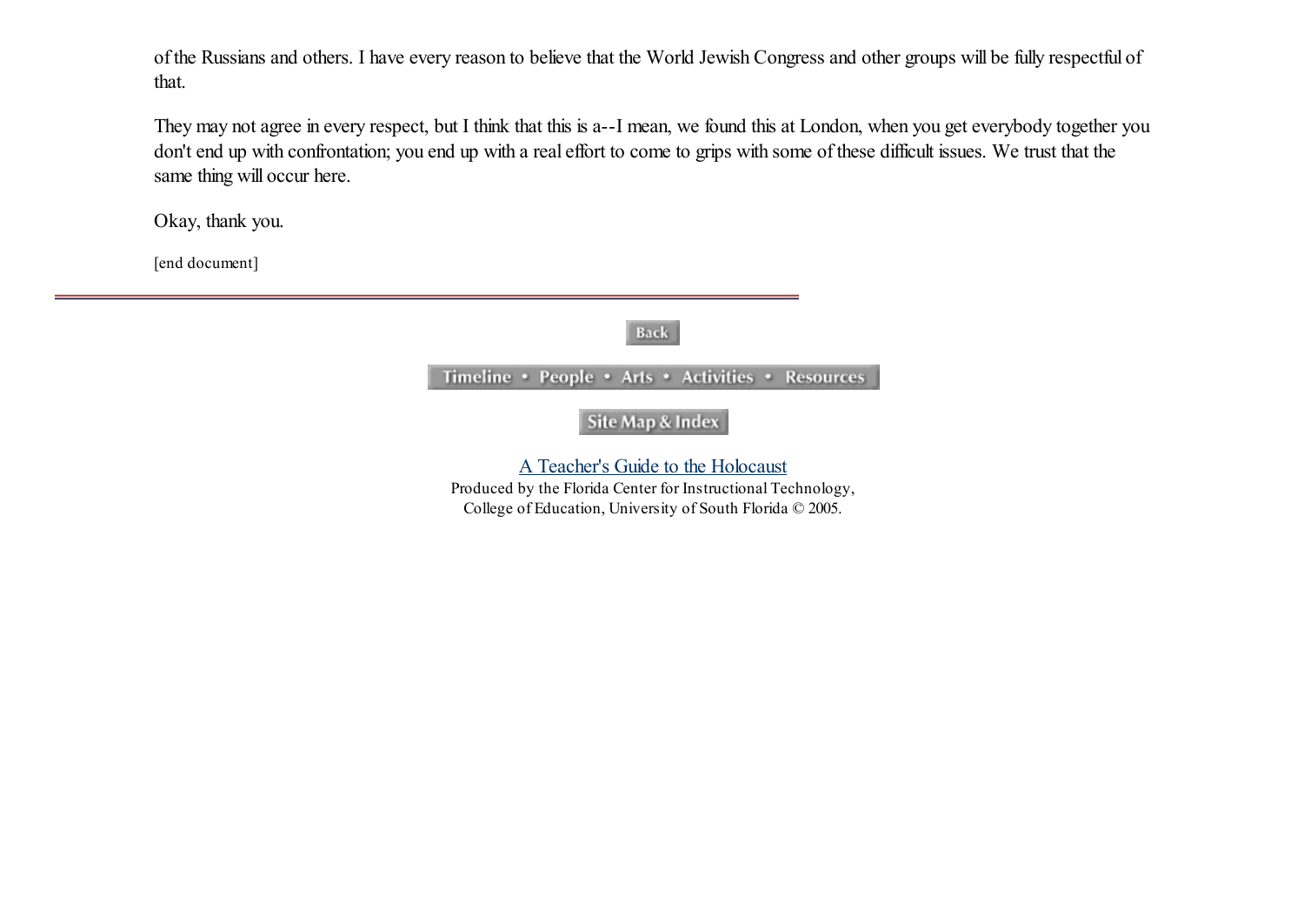of the Russians and others. I have every reason to believe that the World Jewish Congress and other groups will be fully respectful of that.

They may not agree in every respect, but I think that this is a--I mean, we found this at London, when you get everybody together you don't end up with confrontation; you end up with a real effort to come to grips with some of these difficult issues. We trust that the same thing will occur here.

Okay, thank you.

[end document]

---

Back

Timeline • People • Arts • Activities • Resources

Site Map & Index

A Teacher's Guide to the Holocaust
Produced by the Florida Center for Instructional Technology,
College of Education, University of South Florida © 2005.